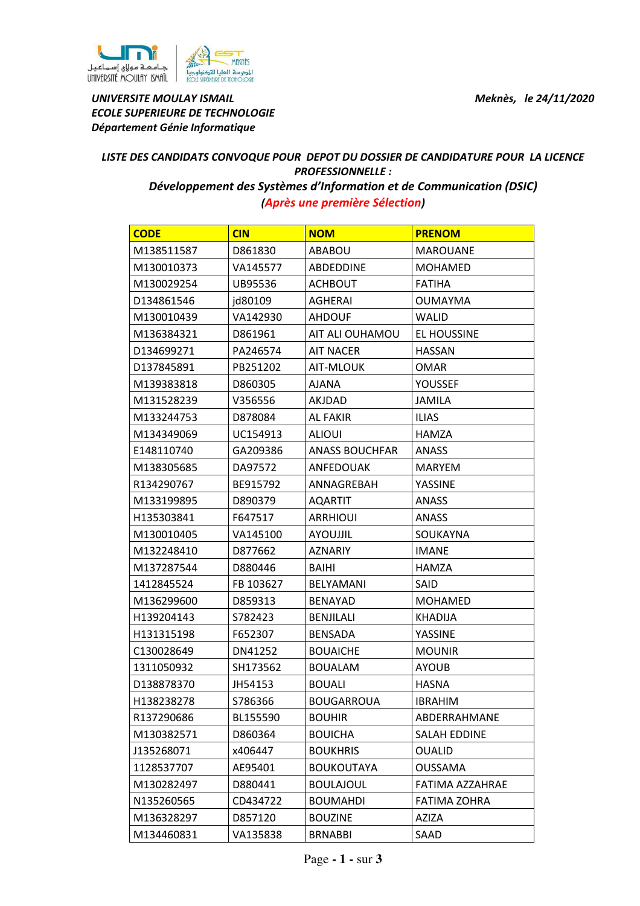UNIVERSITE MOULAY ISMAIL
ECOLE SUPERIEURE DE TECHNOLOGIE
Département Génie Informatique

Meknès, le 24/11/2020

**LISTE DES CANDIDATS CONVOQUE POUR DEPOT DU DOSSIER DE CANDIDATURE POUR LA LICENCE PROFESSIONNELLE :**

**Développement des Systèmes d'Information et de Communication (DSIC)**

**(Après une première Sélection)**

| CODE | CIN | NOM | PRENOM |
|---|---|---|---|
| M138511587 | D861830 | ABABOU | MAROUANE |
| M130010373 | VA145577 | ABDEDDINE | MOHAMED |
| M130029254 | UB95536 | ACHBOUT | FATIHA |
| D134861546 | jd80109 | AGHERAI | OUMAYMA |
| M130010439 | VA142930 | AHDOUF | WALID |
| M136384321 | D861961 | AIT ALI OUHAMOU | EL HOUSSINE |
| D134699271 | PA246574 | AIT NACER | HASSAN |
| D137845891 | PB251202 | AIT-MLOUK | OMAR |
| M139383818 | D860305 | AJANA | YOUSSEF |
| M131528239 | V356556 | AKJDAD | JAMILA |
| M133244753 | D878084 | AL FAKIR | ILIAS |
| M134349069 | UC154913 | ALIOUI | HAMZA |
| E148110740 | GA209386 | ANASS BOUCHFAR | ANASS |
| M138305685 | DA97572 | ANFEDOUAK | MARYEM |
| R134290767 | BE915792 | ANNAGREBAH | YASSINE |
| M133199895 | D890379 | AQARTIT | ANASS |
| H135303841 | F647517 | ARRHIOUI | ANASS |
| M130010405 | VA145100 | AYOUJJIL | SOUKAYNA |
| M132248410 | D877662 | AZNARIY | IMANE |
| M137287544 | D880446 | BAIHI | HAMZA |
| 1412845524 | FB 103627 | BELYAMANI | SAID |
| M136299600 | D859313 | BENAYAD | MOHAMED |
| H139204143 | S782423 | BENJILALI | KHADIJA |
| H131315198 | F652307 | BENSADA | YASSINE |
| C130028649 | DN41252 | BOUAICHE | MOUNIR |
| 1311050932 | SH173562 | BOUALAM | AYOUB |
| D138878370 | JH54153 | BOUALI | HASNA |
| H138238278 | S786366 | BOUGARROUA | IBRAHIM |
| R137290686 | BL155590 | BOUHIR | ABDERRAHMANE |
| M130382571 | D860364 | BOUICHA | SALAH EDDINE |
| J135268071 | x406447 | BOUKHRIS | OUALID |
| 1128537707 | AE95401 | BOUKOUTAYA | OUSSAMA |
| M130282497 | D880441 | BOULAJOUL | FATIMA AZZAHRAE |
| N135260565 | CD434722 | BOUMAHDI | FATIMA ZOHRA |
| M136328297 | D857120 | BOUZINE | AZIZA |
| M134460831 | VA135838 | BRNABBI | SAAD |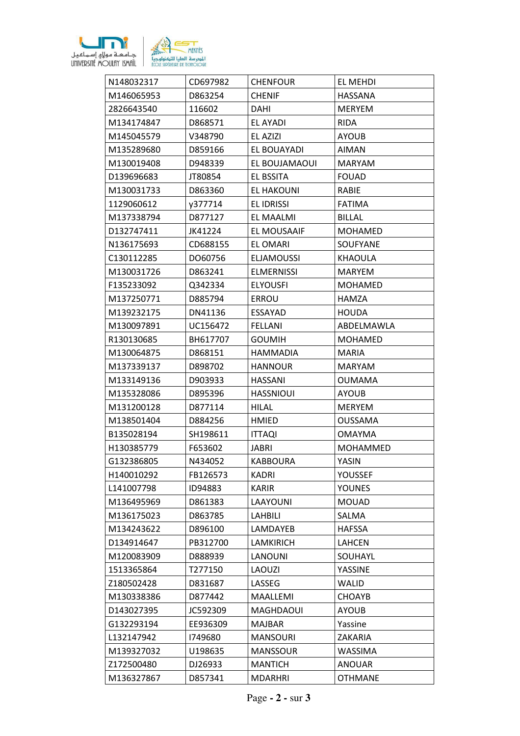| | | | |
|---|---|---|---|
| N148032317 | CD697982 | CHENFOUR | EL MEHDI |
| M146065953 | D863254 | CHENIF | HASSANA |
| 2826643540 | 116602 | DAHI | MERYEM |
| M134174847 | D868571 | EL AYADI | RIDA |
| M145045579 | V348790 | EL AZIZI | AYOUB |
| M135289680 | D859166 | EL BOUAYADI | AIMAN |
| M130019408 | D948339 | EL BOUJAMAOUI | MARYAM |
| D139696683 | JT80854 | EL BSSITA | FOUAD |
| M130031733 | D863360 | EL HAKOUNI | RABIE |
| 1129060612 | y377714 | EL IDRISSI | FATIMA |
| M137338794 | D877127 | EL MAALMI | BILLAL |
| D132747411 | JK41224 | EL MOUSAAIF | MOHAMED |
| N136175693 | CD688155 | EL OMARI | SOUFYANE |
| C130112285 | DO60756 | ELJAMOUSSI | KHAOULA |
| M130031726 | D863241 | ELMERNISSI | MARYEM |
| F135233092 | Q342334 | ELYOUSFI | MOHAMED |
| M137250771 | D885794 | ERROU | HAMZA |
| M139232175 | DN41136 | ESSAYAD | HOUDA |
| M130097891 | UC156472 | FELLANI | ABDELMAWLA |
| R130130685 | BH617707 | GOUMIH | MOHAMED |
| M130064875 | D868151 | HAMMADIA | MARIA |
| M137339137 | D898702 | HANNOUR | MARYAM |
| M133149136 | D903933 | HASSANI | OUMAMA |
| M135328086 | D895396 | HASSNIOUI | AYOUB |
| M131200128 | D877114 | HILAL | MERYEM |
| M138501404 | D884256 | HMIED | OUSSAMA |
| B135028194 | SH198611 | ITTAQI | OMAYMA |
| H130385779 | F653602 | JABRI | MOHAMMED |
| G132386805 | N434052 | KABBOURA | YASIN |
| H140010292 | FB126573 | KADRI | YOUSSEF |
| L141007798 | ID94883 | KARIR | YOUNES |
| M136495969 | D861383 | LAAYOUNI | MOUAD |
| M136175023 | D863785 | LAHBILI | SALMA |
| M134243622 | D896100 | LAMDAYEB | HAFSSA |
| D134914647 | PB312700 | LAMKIRICH | LAHCEN |
| M120083909 | D888939 | LANOUNI | SOUHAYL |
| 1513365864 | T277150 | LAOUZI | YASSINE |
| Z180502428 | D831687 | LASSEG | WALID |
| M130338386 | D877442 | MAALLEMI | CHOAYB |
| D143027395 | JC592309 | MAGHDAOUI | AYOUB |
| G132293194 | EE936309 | MAJBAR | Yassine |
| L132147942 | I749680 | MANSOURI | ZAKARIA |
| M139327032 | U198635 | MANSSOUR | WASSIMA |
| Z172500480 | DJ26933 | MANTICH | ANOUAR |
| M136327867 | D857341 | MDARHRI | OTHMANE |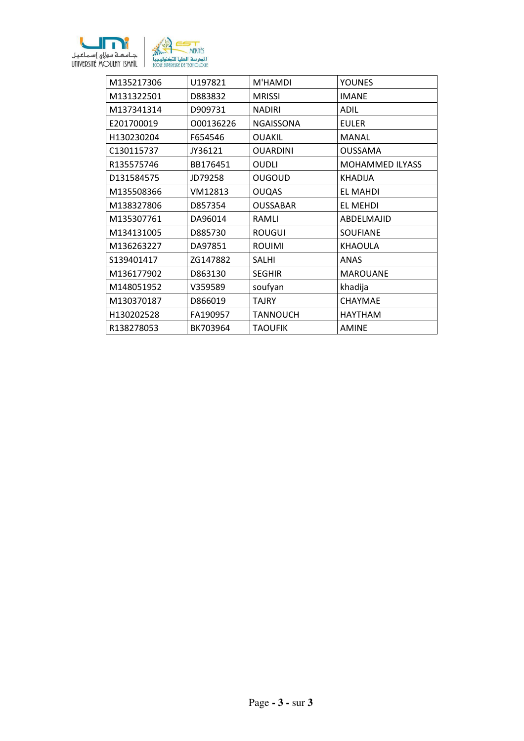| | | | |
|---|---|---|---|
| M135217306 | U197821 | M'HAMDI | YOUNES |
| M131322501 | D883832 | MRISSI | IMANE |
| M137341314 | D909731 | NADIRI | ADIL |
| E201700019 | O00136226 | NGAISSONA | EULER |
| H130230204 | F654546 | OUAKIL | MANAL |
| C130115737 | JY36121 | OUARDINI | OUSSAMA |
| R135575746 | BB176451 | OUDLI | MOHAMMED ILYASS |
| D131584575 | JD79258 | OUGOUD | KHADIJA |
| M135508366 | VM12813 | OUQAS | EL MAHDI |
| M138327806 | D857354 | OUSSABAR | EL MEHDI |
| M135307761 | DA96014 | RAMLI | ABDELMAJID |
| M134131005 | D885730 | ROUGUI | SOUFIANE |
| M136263227 | DA97851 | ROUIMI | KHAOULA |
| S139401417 | ZG147882 | SALHI | ANAS |
| M136177902 | D863130 | SEGHIR | MAROUANE |
| M148051952 | V359589 | soufyan | khadija |
| M130370187 | D866019 | TAJRY | CHAYMAE |
| H130202528 | FA190957 | TANNOUCH | HAYTHAM |
| R138278053 | BK703964 | TAOUFIK | AMINE |